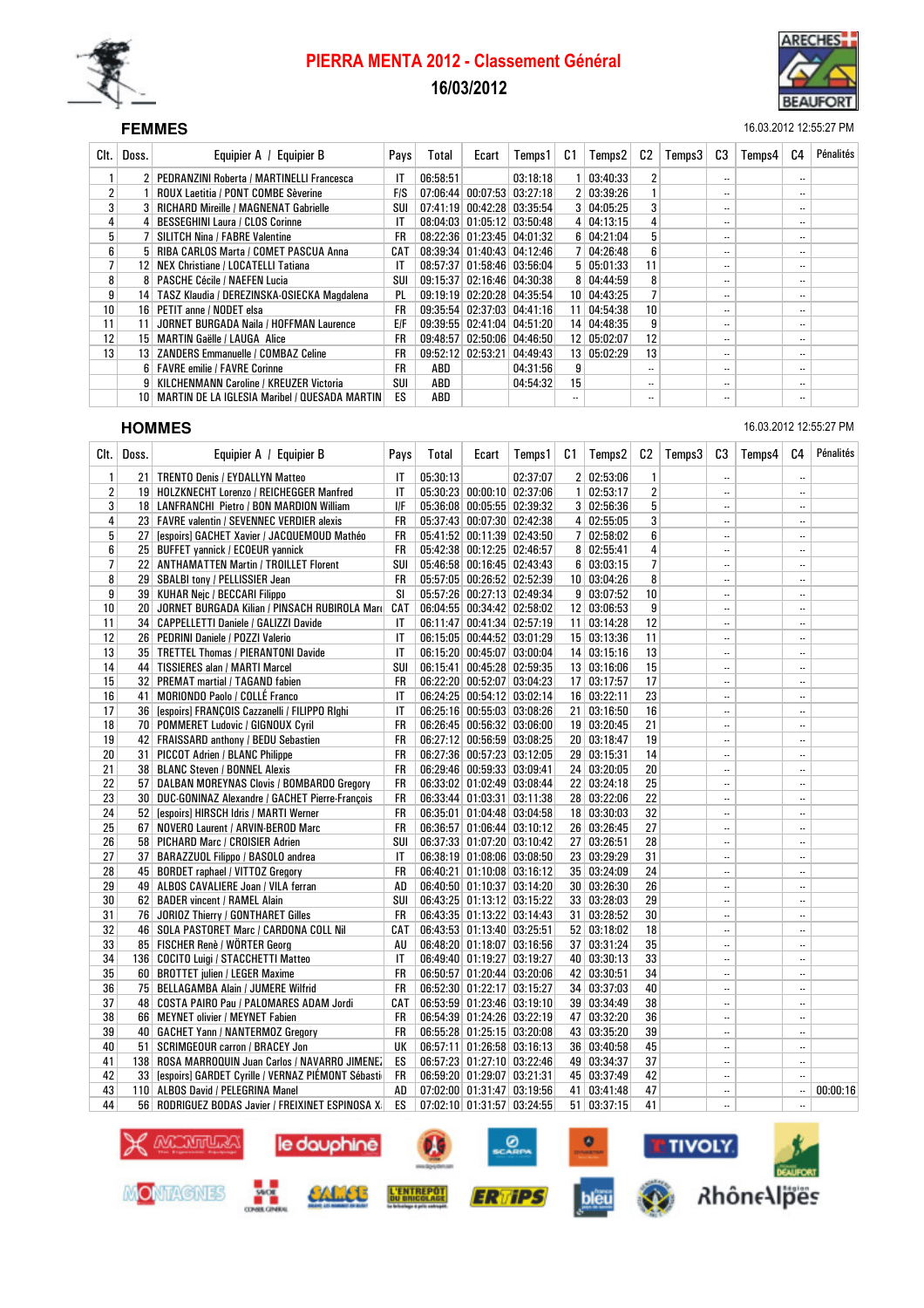# PIERRA MENTA 2012 - Classement Général

16/03/2012

## FEMMES

16.03.2012 12:55:27 PM

| Clt. | Doss. | Equipier A / Equipier B | Pays | Total | Ecart | Temps1 | C1 | Temps2 | C2 | Temps3 | C3 | Temps4 | C4 | Pénalités |
|---|---|---|---|---|---|---|---|---|---|---|---|---|---|---|
| 1 | 2 | PEDRANZINI Roberta / MARTINELLI Francesca | IT | 06:58:51 | | 03:18:18 | 1 | 03:40:33 | 2 | | -- | | -- | |
| 2 | 1 | ROUX Laetitia / PONT COMBE Sèverine | F/S | 07:06:44 | 00:07:53 | 03:27:18 | 2 | 03:39:26 | 1 | | -- | | -- | |
| 3 | 3 | RICHARD Mireille / MAGNENAT Gabrielle | SUI | 07:41:19 | 00:42:28 | 03:35:54 | 3 | 04:05:25 | 3 | | -- | | -- | |
| 4 | 4 | BESSEGHINI Laura / CLOS Corinne | IT | 08:04:03 | 01:05:12 | 03:50:48 | 4 | 04:13:15 | 4 | | -- | | -- | |
| 5 | 7 | SILITCH Nina / FABRE Valentine | FR | 08:22:36 | 01:23:45 | 04:01:32 | 6 | 04:21:04 | 5 | | -- | | -- | |
| 6 | 5 | RIBA CARLOS Marta / COMET PASCUA Anna | CAT | 08:39:34 | 01:40:43 | 04:12:46 | 7 | 04:26:48 | 6 | | -- | | -- | |
| 7 | 12 | NEX Christiane / LOCATELLI Tatiana | IT | 08:57:37 | 01:58:46 | 03:56:04 | 5 | 05:01:33 | 11 | | -- | | -- | |
| 8 | 8 | PASCHE Cécile / NAEFEN Lucia | SUI | 09:15:37 | 02:16:46 | 04:30:38 | 8 | 04:44:59 | 8 | | -- | | -- | |
| 9 | 14 | TASZ Klaudia / DEREZINSKA-OSIECKA Magdalena | PL | 09:19:19 | 02:20:28 | 04:35:54 | 10 | 04:43:25 | 7 | | -- | | -- | |
| 10 | 16 | PETIT anne / NODET elsa | FR | 09:35:54 | 02:37:03 | 04:41:16 | 11 | 04:54:38 | 10 | | -- | | -- | |
| 11 | 11 | JORNET BURGADA Naila / HOFFMAN Laurence | E/F | 09:39:55 | 02:41:04 | 04:51:20 | 14 | 04:48:35 | 9 | | -- | | -- | |
| 12 | 15 | MARTIN Gaëlle / LAUGA Alice | FR | 09:48:57 | 02:50:06 | 04:46:50 | 12 | 05:02:07 | 12 | | -- | | -- | |
| 13 | 13 | ZANDERS Emmanuelle / COMBAZ Celine | FR | 09:52:12 | 02:53:21 | 04:49:43 | 13 | 05:02:29 | 13 | | -- | | -- | |
| | 6 | FAVRE emilie / FAVRE Corinne | FR | ABD | | 04:31:56 | 9 | | -- | | -- | | -- | |
| | 9 | KILCHENMANN Caroline / KREUZER Victoria | SUI | ABD | | 04:54:32 | 15 | | -- | | -- | | -- | |
| | 10 | MARTIN DE LA IGLESIA Maribel / QUESADA MARTIN | ES | ABD | | | -- | | -- | | -- | | -- | |

## HOMMES

16.03.2012 12:55:27 PM

| Clt. | Doss. | Equipier A / Equipier B | Pays | Total | Ecart | Temps1 | C1 | Temps2 | C2 | Temps3 | C3 | Temps4 | C4 | Pénalités |
|---|---|---|---|---|---|---|---|---|---|---|---|---|---|---|
| 1 | 21 | TRENTO Denis / EYDALLYN Matteo | IT | 05:30:13 | | 02:37:07 | 2 | 02:53:06 | 1 | | -- | | -- | |
| 2 | 19 | HOLZKNECHT Lorenzo / REICHEGGER Manfred | IT | 05:30:23 | 00:00:10 | 02:37:06 | 1 | 02:53:17 | 2 | | -- | | -- | |
| 3 | 18 | LANFRANCHI Pietro / BON MARDION William | I/F | 05:36:08 | 00:05:55 | 02:39:32 | 3 | 02:56:36 | 5 | | -- | | -- | |
| 4 | 23 | FAVRE valentin / SEVENNEC VERDIER alexis | FR | 05:37:43 | 00:07:30 | 02:42:38 | 4 | 02:55:05 | 3 | | -- | | -- | |
| 5 | 27 | [espoirs] GACHET Xavier / JACQUEMOUD Mathéo | FR | 05:41:52 | 00:11:39 | 02:43:50 | 7 | 02:58:02 | 6 | | -- | | -- | |
| 6 | 25 | BUFFET yannick / ECOEUR yannick | FR | 05:42:38 | 00:12:25 | 02:46:57 | 8 | 02:55:41 | 4 | | -- | | -- | |
| 7 | 22 | ANTHAMATTEN Martin / TROILLET Florent | SUI | 05:46:58 | 00:16:45 | 02:43:43 | 6 | 03:03:15 | 7 | | -- | | -- | |
| 8 | 29 | SBALBI tony / PELLISSIER Jean | FR | 05:57:05 | 00:26:52 | 02:52:39 | 10 | 03:04:26 | 8 | | -- | | -- | |
| 9 | 39 | KUHAR Nejc / BECCARI Filippo | SI | 05:57:26 | 00:27:13 | 02:49:34 | 9 | 03:07:52 | 10 | | -- | | -- | |
| 10 | 20 | JORNET BURGADA Kilian / PINSACH RUBIROLA Marc | CAT | 06:04:55 | 00:34:42 | 02:58:02 | 12 | 03:06:53 | 9 | | -- | | -- | |
| 11 | 34 | CAPPELLETTI Daniele / GALIZZI Davide | IT | 06:11:47 | 00:41:34 | 02:57:19 | 11 | 03:14:28 | 12 | | -- | | -- | |
| 12 | 26 | PEDRINI Daniele / POZZI Valerio | IT | 06:15:05 | 00:44:52 | 03:01:29 | 15 | 03:13:36 | 11 | | -- | | -- | |
| 13 | 35 | TRETTEL Thomas / PIERANTONI Davide | IT | 06:15:20 | 00:45:07 | 03:00:04 | 14 | 03:15:16 | 13 | | -- | | -- | |
| 14 | 44 | TISSIERES alan / MARTI Marcel | SUI | 06:15:41 | 00:45:28 | 02:59:35 | 13 | 03:16:06 | 15 | | -- | | -- | |
| 15 | 32 | PREMAT martial / TAGAND fabien | FR | 06:22:20 | 00:52:07 | 03:04:23 | 17 | 03:17:57 | 17 | | -- | | -- | |
| 16 | 41 | MORIONDO Paolo / COLLÉ Franco | IT | 06:24:25 | 00:54:12 | 03:02:14 | 16 | 03:22:11 | 23 | | -- | | -- | |
| 17 | 36 | [espoirs] FRANÇOIS Cazzanelli / FILIPPO RIghi | IT | 06:25:16 | 00:55:03 | 03:08:26 | 21 | 03:16:50 | 16 | | -- | | -- | |
| 18 | 70 | POMMERET Ludovic / GIGNOUX Cyril | FR | 06:26:45 | 00:56:32 | 03:06:00 | 19 | 03:20:45 | 21 | | -- | | -- | |
| 19 | 42 | FRAISSARD anthony / BEDU Sebastien | FR | 06:27:12 | 00:56:59 | 03:08:25 | 20 | 03:18:47 | 19 | | -- | | -- | |
| 20 | 31 | PICCOT Adrien / BLANC Philippe | FR | 06:27:36 | 00:57:23 | 03:12:05 | 29 | 03:15:31 | 14 | | -- | | -- | |
| 21 | 38 | BLANC Steven / BONNEL Alexis | FR | 06:29:46 | 00:59:33 | 03:09:41 | 24 | 03:20:05 | 20 | | -- | | -- | |
| 22 | 57 | DALBAN MOREYNAS Clovis / BOMBARDO Gregory | FR | 06:33:02 | 01:02:49 | 03:08:44 | 22 | 03:24:18 | 25 | | -- | | -- | |
| 23 | 30 | DUC-GONINAZ Alexandre / GACHET Pierre-François | FR | 06:33:44 | 01:03:31 | 03:11:38 | 28 | 03:22:06 | 22 | | -- | | -- | |
| 24 | 52 | [espoirs] HIRSCH Idris / MARTI Werner | FR | 06:35:01 | 01:04:48 | 03:04:58 | 18 | 03:30:03 | 32 | | -- | | -- | |
| 25 | 67 | NOVERO Laurent / ARVIN-BEROD Marc | FR | 06:36:57 | 01:06:44 | 03:10:12 | 26 | 03:26:45 | 27 | | -- | | -- | |
| 26 | 58 | PICHARD Marc / CROISIER Adrien | SUI | 06:37:33 | 01:07:20 | 03:10:42 | 27 | 03:26:51 | 28 | | -- | | -- | |
| 27 | 37 | BARAZZUOL Filippo / BASOLO andrea | IT | 06:38:19 | 01:08:06 | 03:08:50 | 23 | 03:29:29 | 31 | | -- | | -- | |
| 28 | 45 | BORDET raphael / VITTOZ Gregory | FR | 06:40:21 | 01:10:08 | 03:16:12 | 35 | 03:24:09 | 24 | | -- | | -- | |
| 29 | 49 | ALBOS CAVALIERE Joan / VILA ferran | AD | 06:40:50 | 01:10:37 | 03:14:20 | 30 | 03:26:30 | 26 | | -- | | -- | |
| 30 | 62 | BADER vincent / RAMEL Alain | SUI | 06:43:25 | 01:13:12 | 03:15:22 | 33 | 03:28:03 | 29 | | -- | | -- | |
| 31 | 76 | JORIOZ Thierry / GONTHARET Gilles | FR | 06:43:35 | 01:13:22 | 03:14:43 | 31 | 03:28:52 | 30 | | -- | | -- | |
| 32 | 46 | SOLA PASTORET Marc / CARDONA COLL Nil | CAT | 06:43:53 | 01:13:40 | 03:25:51 | 52 | 03:18:02 | 18 | | -- | | -- | |
| 33 | 85 | FISCHER Renè / WÖRTER Georg | AU | 06:48:20 | 01:18:07 | 03:16:56 | 37 | 03:31:24 | 35 | | -- | | -- | |
| 34 | 136 | COCITO Luigi / STACCHETTI Matteo | IT | 06:49:40 | 01:19:27 | 03:19:27 | 40 | 03:30:13 | 33 | | -- | | -- | |
| 35 | 60 | BROTTET julien / LEGER Maxime | FR | 06:50:57 | 01:20:44 | 03:20:06 | 42 | 03:30:51 | 34 | | -- | | -- | |
| 36 | 75 | BELLAGAMBA Alain / JUMERE Wilfrid | FR | 06:52:30 | 01:22:17 | 03:15:27 | 34 | 03:37:03 | 40 | | -- | | -- | |
| 37 | 48 | COSTA PAIRO Pau / PALOMARES ADAM Jordi | CAT | 06:53:59 | 01:23:46 | 03:19:10 | 39 | 03:34:49 | 38 | | -- | | -- | |
| 38 | 66 | MEYNET olivier / MEYNET Fabien | FR | 06:54:39 | 01:24:26 | 03:22:19 | 47 | 03:32:20 | 36 | | -- | | -- | |
| 39 | 40 | GACHET Yann / NANTERMOZ Gregory | FR | 06:55:28 | 01:25:15 | 03:20:08 | 43 | 03:35:20 | 39 | | -- | | -- | |
| 40 | 51 | SCRIMGEOUR carron / BRACEY Jon | UK | 06:57:11 | 01:26:58 | 03:16:13 | 36 | 03:40:58 | 45 | | -- | | -- | |
| 41 | 138 | ROSA MARROQUIN Juan Carlos / NAVARRO JIMENEZ | ES | 06:57:23 | 01:27:10 | 03:22:46 | 49 | 03:34:37 | 37 | | -- | | -- | |
| 42 | 33 | [espoirs] GARDET Cyrille / VERNAZ PIÉMONT Sébasti | FR | 06:59:20 | 01:29:07 | 03:21:31 | 45 | 03:37:49 | 42 | | -- | | -- | |
| 43 | 110 | ALBOS David / PELEGRINA Manel | AD | 07:02:00 | 01:31:47 | 03:19:56 | 41 | 03:41:48 | 47 | | -- | | -- | 00:00:16 |
| 44 | 56 | RODRIGUEZ BODAS Javier / FREIXINET ESPINOSA X | ES | 07:02:10 | 01:31:57 | 03:24:55 | 51 | 03:37:15 | 41 | | -- | | -- | |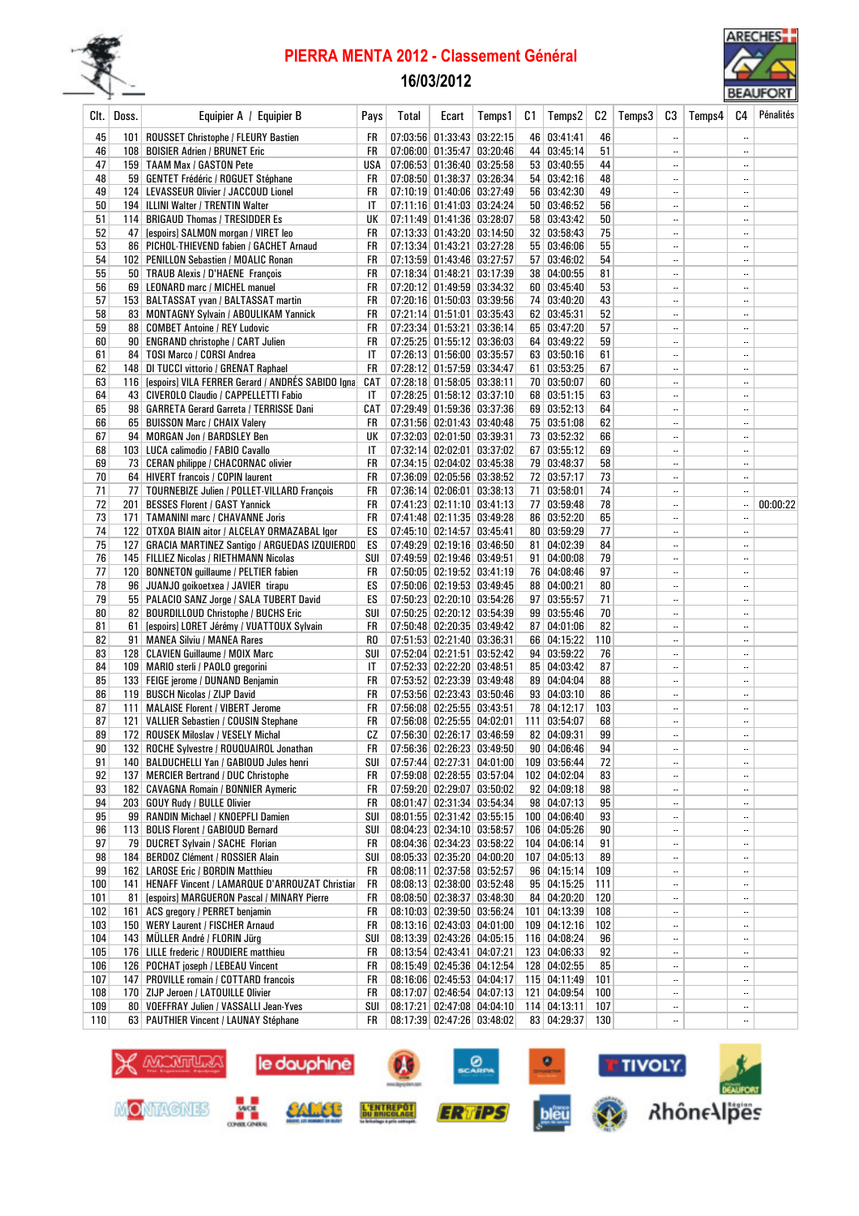# PIERRA MENTA 2012 - Classement Général

## 16/03/2012

| Clt. | Doss. | Equipier A / Equipier B | Pays | Total | Ecart | Temps1 | C1 | Temps2 | C2 | Temps3 | C3 | Temps4 | C4 | Pénalités |
|---|---|---|---|---|---|---|---|---|---|---|---|---|---|---|
| 45 | 101 | ROUSSET Christophe / FLEURY Bastien | FR | 07:03:56 | 01:33:43 | 03:22:15 | 46 | 03:41:41 | 46 | | -- | | -- | |
| 46 | 108 | BOISIER Adrien / BRUNET Eric | FR | 07:06:00 | 01:35:47 | 03:20:46 | 44 | 03:45:14 | 51 | | -- | | -- | |
| 47 | 159 | TAAM Max / GASTON Pete | USA | 07:06:53 | 01:36:40 | 03:25:58 | 53 | 03:40:55 | 44 | | -- | | -- | |
| 48 | 59 | GENTET Frédéric / ROGUET Stéphane | FR | 07:08:50 | 01:38:37 | 03:26:34 | 54 | 03:42:16 | 48 | | -- | | -- | |
| 49 | 124 | LEVASSEUR Olivier / JACCOUD Lionel | FR | 07:10:19 | 01:40:06 | 03:27:49 | 56 | 03:42:30 | 49 | | -- | | -- | |
| 50 | 194 | ILLINI Walter / TRENTIN Walter | IT | 07:11:16 | 01:41:03 | 03:24:24 | 50 | 03:46:52 | 56 | | -- | | -- | |
| 51 | 114 | BRIGAUD Thomas / TRESIDDER Es | UK | 07:11:49 | 01:41:36 | 03:28:07 | 58 | 03:43:42 | 50 | | -- | | -- | |
| 52 | 47 | [espoirs] SALMON morgan / VIRET leo | FR | 07:13:33 | 01:43:20 | 03:14:50 | 32 | 03:58:43 | 75 | | -- | | -- | |
| 53 | 86 | PICHOL-THIEVEND fabien / GACHET Arnaud | FR | 07:13:34 | 01:43:21 | 03:27:28 | 55 | 03:46:06 | 55 | | -- | | -- | |
| 54 | 102 | PENILLON Sebastien / MOALIC Ronan | FR | 07:13:59 | 01:43:46 | 03:27:57 | 57 | 03:46:02 | 54 | | -- | | -- | |
| 55 | 50 | TRAUB Alexis / D'HAENE François | FR | 07:18:34 | 01:48:21 | 03:17:39 | 38 | 04:00:55 | 81 | | -- | | -- | |
| 56 | 69 | LEONARD marc / MICHEL manuel | FR | 07:20:12 | 01:49:59 | 03:34:32 | 60 | 03:45:40 | 53 | | -- | | -- | |
| 57 | 153 | BALTASSAT yvan / BALTASSAT martin | FR | 07:20:16 | 01:50:03 | 03:39:56 | 74 | 03:40:20 | 43 | | -- | | -- | |
| 58 | 83 | MONTAGNY Sylvain / ABOULIKAM Yannick | FR | 07:21:14 | 01:51:01 | 03:35:43 | 62 | 03:45:31 | 52 | | -- | | -- | |
| 59 | 88 | COMBET Antoine / REY Ludovic | FR | 07:23:34 | 01:53:21 | 03:36:14 | 65 | 03:47:20 | 57 | | -- | | -- | |
| 60 | 90 | ENGRAND christophe / CART Julien | FR | 07:25:25 | 01:55:12 | 03:36:03 | 64 | 03:49:22 | 59 | | -- | | -- | |
| 61 | 84 | TOSI Marco / CORSI Andrea | IT | 07:26:13 | 01:56:00 | 03:35:57 | 63 | 03:50:16 | 61 | | -- | | -- | |
| 62 | 148 | DI TUCCI vittorio / GRENAT Raphael | FR | 07:28:12 | 01:57:59 | 03:34:47 | 61 | 03:53:25 | 67 | | -- | | -- | |
| 63 | 116 | [espoirs] VILA FERRER Gerard / ANDRÉS SABIDO Igna | CAT | 07:28:18 | 01:58:05 | 03:38:11 | 70 | 03:50:07 | 60 | | -- | | -- | |
| 64 | 43 | CIVEROLO Claudio / CAPPELLETTI Fabio | IT | 07:28:25 | 01:58:12 | 03:37:10 | 68 | 03:51:15 | 63 | | -- | | -- | |
| 65 | 98 | GARRETA Gerard Garreta / TERRISSE Dani | CAT | 07:29:49 | 01:59:36 | 03:37:36 | 69 | 03:52:13 | 64 | | -- | | -- | |
| 66 | 65 | BUISSON Marc / CHAIX Valery | FR | 07:31:56 | 02:01:43 | 03:40:48 | 75 | 03:51:08 | 62 | | -- | | -- | |
| 67 | 94 | MORGAN Jon / BARDSLEY Ben | UK | 07:32:03 | 02:01:50 | 03:39:31 | 73 | 03:52:32 | 66 | | -- | | -- | |
| 68 | 103 | LUCA calimodio / FABIO Cavallo | IT | 07:32:14 | 02:02:01 | 03:37:02 | 67 | 03:55:12 | 69 | | -- | | -- | |
| 69 | 73 | CERAN philippe / CHACORNAC olivier | FR | 07:34:15 | 02:04:02 | 03:45:38 | 79 | 03:48:37 | 58 | | -- | | -- | |
| 70 | 64 | HIVERT francois / COPIN laurent | FR | 07:36:09 | 02:05:56 | 03:38:52 | 72 | 03:57:17 | 73 | | -- | | -- | |
| 71 | 77 | TOURNEBIZE Julien / POLLET-VILLARD François | FR | 07:36:14 | 02:06:01 | 03:38:13 | 71 | 03:58:01 | 74 | | -- | | -- | |
| 72 | 201 | BESSES Florent / GAST Yannick | FR | 07:41:23 | 02:11:10 | 03:41:13 | 77 | 03:59:48 | 78 | | -- | | -- | 00:00:22 |
| 73 | 171 | TAMANINI marc / CHAVANNE Joris | FR | 07:41:48 | 02:11:35 | 03:49:28 | 86 | 03:52:20 | 65 | | -- | | -- | |
| 74 | 122 | OTXOA BIAIN aitor / ALCELAY ORMAZABAL Igor | ES | 07:45:10 | 02:14:57 | 03:45:41 | 80 | 03:59:29 | 77 | | -- | | -- | |
| 75 | 127 | GRACIA MARTINEZ Santiago / ARGUEDAS IZQUIERDO | ES | 07:49:29 | 02:19:16 | 03:46:50 | 81 | 04:02:39 | 84 | | -- | | -- | |
| 76 | 145 | FILLIEZ Nicolas / RIETHMANN Nicolas | SUI | 07:49:59 | 02:19:46 | 03:49:51 | 91 | 04:00:08 | 79 | | -- | | -- | |
| 77 | 120 | BONNETON guillaume / PELTIER fabien | FR | 07:50:05 | 02:19:52 | 03:41:19 | 76 | 04:08:46 | 97 | | -- | | -- | |
| 78 | 96 | JUANJO goikoetxea / JAVIER tirapu | ES | 07:50:06 | 02:19:53 | 03:49:45 | 88 | 04:00:21 | 80 | | -- | | -- | |
| 79 | 55 | PALACIO SANZ Jorge / SALA TUBERT David | ES | 07:50:23 | 02:20:10 | 03:54:26 | 97 | 03:55:57 | 71 | | -- | | -- | |
| 80 | 82 | BOURDILLOUD Christophe / BUCHS Eric | SUI | 07:50:25 | 02:20:12 | 03:54:39 | 99 | 03:55:46 | 70 | | -- | | -- | |
| 81 | 61 | [espoirs] LORET Jérémy / VUATTOUX Sylvain | FR | 07:50:48 | 02:20:35 | 03:49:42 | 87 | 04:01:06 | 82 | | -- | | -- | |
| 82 | 91 | MANEA Silviu / MANEA Rares | RO | 07:51:53 | 02:21:40 | 03:36:31 | 66 | 04:15:22 | 110 | | -- | | -- | |
| 83 | 128 | CLAVIEN Guillaume / MOIX Marc | SUI | 07:52:04 | 02:21:51 | 03:52:42 | 94 | 03:59:22 | 76 | | -- | | -- | |
| 84 | 109 | MARIO sterli / PAOLO gregorini | IT | 07:52:33 | 02:22:20 | 03:48:51 | 85 | 04:03:42 | 87 | | -- | | -- | |
| 85 | 133 | FEIGE jerome / DUNAND Benjamin | FR | 07:53:52 | 02:23:39 | 03:49:48 | 89 | 04:04:04 | 88 | | -- | | -- | |
| 86 | 119 | BUSCH Nicolas / ZIJP David | FR | 07:53:56 | 02:23:43 | 03:50:46 | 93 | 04:03:10 | 86 | | -- | | -- | |
| 87 | 111 | MALAISE Florent / VIBERT Jerome | FR | 07:56:08 | 02:25:55 | 03:43:51 | 78 | 04:12:17 | 103 | | -- | | -- | |
| 87 | 121 | VALLIER Sebastien / COUSIN Stephane | FR | 07:56:08 | 02:25:55 | 04:02:01 | 111 | 03:54:07 | 68 | | -- | | -- | |
| 89 | 172 | ROUSEK Miloslav / VESELY Michal | CZ | 07:56:30 | 02:26:17 | 03:46:59 | 82 | 04:09:31 | 99 | | -- | | -- | |
| 90 | 132 | ROCHE Sylvestre / ROUQUAIROL Jonathan | FR | 07:56:36 | 02:26:23 | 03:49:50 | 90 | 04:06:46 | 94 | | -- | | -- | |
| 91 | 140 | BALDUCHELLI Yan / GABIOUD Jules henri | SUI | 07:57:44 | 02:27:31 | 04:01:00 | 109 | 03:56:44 | 72 | | -- | | -- | |
| 92 | 137 | MERCIER Bertrand / DUC Christophe | FR | 07:59:08 | 02:28:55 | 03:57:04 | 102 | 04:02:04 | 83 | | -- | | -- | |
| 93 | 182 | CAVAGNA Romain / BONNIER Aymeric | FR | 07:59:20 | 02:29:07 | 03:50:02 | 92 | 04:09:18 | 98 | | -- | | -- | |
| 94 | 203 | GOUY Rudy / BULLE Olivier | FR | 08:01:47 | 02:31:34 | 03:54:34 | 98 | 04:07:13 | 95 | | -- | | -- | |
| 95 | 99 | RANDIN Michael / KNOEPFLI Damien | SUI | 08:01:55 | 02:31:42 | 03:55:15 | 100 | 04:06:40 | 93 | | -- | | -- | |
| 96 | 113 | BOLIS Florent / GABIOUD Bernard | SUI | 08:04:23 | 02:34:10 | 03:58:57 | 106 | 04:05:26 | 90 | | -- | | -- | |
| 97 | 79 | DUCRET Sylvain / SACHE Florian | FR | 08:04:36 | 02:34:23 | 03:58:22 | 104 | 04:06:14 | 91 | | -- | | -- | |
| 98 | 184 | BERDOZ Clément / ROSSIER Alain | SUI | 08:05:33 | 02:35:20 | 04:00:20 | 107 | 04:05:13 | 89 | | -- | | -- | |
| 99 | 162 | LAROSE Eric / BORDIN Matthieu | FR | 08:08:11 | 02:37:58 | 03:52:57 | 96 | 04:15:14 | 109 | | -- | | -- | |
| 100 | 141 | HENAFF Vincent / LAMARQUE D'ARROUZAT Christian | FR | 08:08:13 | 02:38:00 | 03:52:48 | 95 | 04:15:25 | 111 | | -- | | -- | |
| 101 | 81 | [espoirs] MARGUERON Pascal / MINARY Pierre | FR | 08:08:50 | 02:38:37 | 03:48:30 | 84 | 04:20:20 | 120 | | -- | | -- | |
| 102 | 161 | ACS gregory / PERRET benjamin | FR | 08:10:03 | 02:39:50 | 03:56:24 | 101 | 04:13:39 | 108 | | -- | | -- | |
| 103 | 150 | WERY Laurent / FISCHER Arnaud | FR | 08:13:16 | 02:43:03 | 04:01:00 | 109 | 04:12:16 | 102 | | -- | | -- | |
| 104 | 143 | MÜLLER André / FLORIN Jürg | SUI | 08:13:39 | 02:43:26 | 04:05:15 | 116 | 04:08:24 | 96 | | -- | | -- | |
| 105 | 176 | LILLE frederic / ROUDIERE matthieu | FR | 08:13:54 | 02:43:41 | 04:07:21 | 123 | 04:06:33 | 92 | | -- | | -- | |
| 106 | 126 | POCHAT joseph / LEBEAU Vincent | FR | 08:15:49 | 02:45:36 | 04:12:54 | 128 | 04:02:55 | 85 | | -- | | -- | |
| 107 | 147 | PROVILLE romain / COTTARD francois | FR | 08:16:06 | 02:45:53 | 04:04:17 | 115 | 04:11:49 | 101 | | -- | | -- | |
| 108 | 170 | ZIJP Jeroen / LATOUILLE Olivier | FR | 08:17:07 | 02:46:54 | 04:07:13 | 121 | 04:09:54 | 100 | | -- | | -- | |
| 109 | 80 | VOEFFRAY Julien / VASSALLI Jean-Yves | SUI | 08:17:21 | 02:47:08 | 04:04:10 | 114 | 04:13:11 | 107 | | -- | | -- | |
| 110 | 63 | PAUTHIER Vincent / LAUNAY Stéphane | FR | 08:17:39 | 02:47:26 | 03:48:02 | 83 | 04:29:37 | 130 | | -- | | -- | |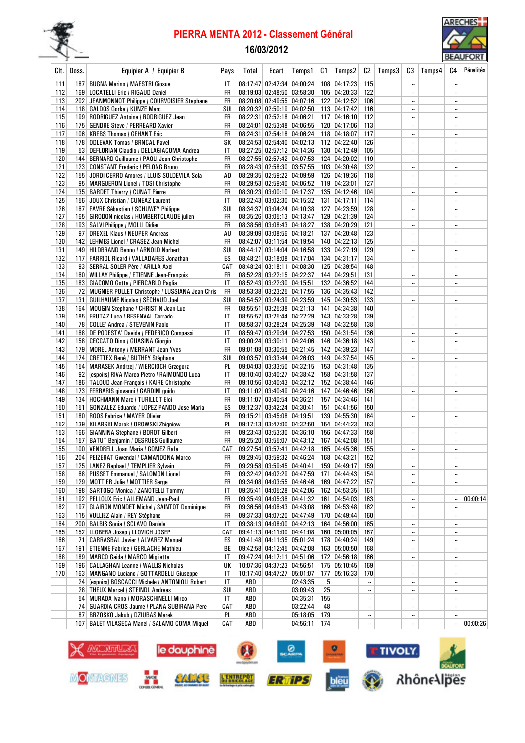# PIERRA MENTA 2012 - Classement Général

## 16/03/2012

| Clt. | Doss. | Equipier A / Equipier B | Pays | Total | Ecart | Temps1 | C1 | Temps2 | C2 | Temps3 | C3 | Temps4 | C4 | Pénalités |
|---|---|---|---|---|---|---|---|---|---|---|---|---|---|---|
| 111 | 187 | BUGNA Marino / MAESTRI Giosue | IT | 08:17:47 | 02:47:34 | 04:00:24 | 108 | 04:17:23 | 115 | | -- | | -- | |
| 112 | 169 | LOCATELLI Eric / RIGAUD Daniel | FR | 08:19:03 | 02:48:50 | 03:58:30 | 105 | 04:20:33 | 122 | | -- | | -- | |
| 113 | 202 | JEANMONNOT Philippe / COURVOISIER Stephane | FR | 08:20:08 | 02:49:55 | 04:07:16 | 122 | 04:12:52 | 106 | | -- | | -- | |
| 114 | 118 | GALDOS Gorka / KUNZE Marc | SUI | 08:20:32 | 02:50:19 | 04:02:50 | 113 | 04:17:42 | 116 | | -- | | -- | |
| 115 | 199 | RODRIGUEZ Antoine / RODRIGUEZ Jean | FR | 08:22:31 | 02:52:18 | 04:06:21 | 117 | 04:16:10 | 112 | | -- | | -- | |
| 116 | 175 | GENDRE Steve / PERREARD Xavier | FR | 08:24:01 | 02:53:48 | 04:06:55 | 120 | 04:17:06 | 113 | | -- | | -- | |
| 117 | 106 | KREBS Thomas / GEHANT Eric | FR | 08:24:31 | 02:54:18 | 04:06:24 | 118 | 04:18:07 | 117 | | -- | | -- | |
| 118 | 178 | ODLEVAK Tomas / BRNCAL Pavel | SK | 08:24:53 | 02:54:40 | 04:02:13 | 112 | 04:22:40 | 126 | | -- | | -- | |
| 119 | 53 | DEFLORIAN Claudio / DELLAGIACOMA Andrea | IT | 08:27:25 | 02:57:12 | 04:14:36 | 130 | 04:12:49 | 105 | | -- | | -- | |
| 120 | 144 | BERNARD Guillaume / PAOLI Jean-Christophe | FR | 08:27:55 | 02:57:42 | 04:07:53 | 124 | 04:20:02 | 119 | | -- | | -- | |
| 121 | 123 | CONSTANT Frederic / PELONG Bruno | FR | 08:28:43 | 02:58:30 | 03:57:55 | 103 | 04:30:48 | 132 | | -- | | -- | |
| 122 | 155 | JORDI CERRO Amores / LLUIS SOLDEVILA Sola | AD | 08:29:35 | 02:59:22 | 04:09:59 | 126 | 04:19:36 | 118 | | -- | | -- | |
| 123 | 95 | MARGUERON Lionel / TOSI Christophe | FR | 08:29:53 | 02:59:40 | 04:06:52 | 119 | 04:23:01 | 127 | | -- | | -- | |
| 124 | 135 | BARDET Thierry / CUNAT Pierre | FR | 08:30:23 | 03:00:10 | 04:17:37 | 135 | 04:12:46 | 104 | | -- | | -- | |
| 125 | 156 | JOUX Christian / CUNEAZ Laurent | IT | 08:32:43 | 03:02:30 | 04:15:32 | 131 | 04:17:11 | 114 | | -- | | -- | |
| 126 | 167 | FAVRE Sébastien / SCHUWEY Philippe | SUI | 08:34:37 | 03:04:24 | 04:10:38 | 127 | 04:23:59 | 128 | | -- | | -- | |
| 127 | 165 | GIRODON nicolas / HUMBERTCLAUDE julien | FR | 08:35:26 | 03:05:13 | 04:13:47 | 129 | 04:21:39 | 124 | | -- | | -- | |
| 128 | 193 | SALVI Philippe / MOLLI Didier | FR | 08:38:56 | 03:08:43 | 04:18:27 | 138 | 04:20:29 | 121 | | -- | | -- | |
| 129 | 97 | DREXEL Klaus / NEUPER Andreas | AU | 08:39:09 | 03:08:56 | 04:18:21 | 137 | 04:20:48 | 123 | | -- | | -- | |
| 130 | 142 | LEHMES Lionel / CRASEZ Jean-Michel | FR | 08:42:07 | 03:11:54 | 04:19:54 | 140 | 04:22:13 | 125 | | -- | | -- | |
| 131 | 149 | HILDBRAND Benno / ARNOLD Norbert | SUI | 08:44:17 | 03:14:04 | 04:16:58 | 133 | 04:27:19 | 129 | | -- | | -- | |
| 132 | 117 | FARRIOL Ricard / VALLADARES Jonathan | ES | 08:48:21 | 03:18:08 | 04:17:04 | 134 | 04:31:17 | 134 | | -- | | -- | |
| 133 | 93 | SERRAL SOLER Père / ARILLA Axel | CAT | 08:48:24 | 03:18:11 | 04:08:30 | 125 | 04:39:54 | 148 | | -- | | -- | |
| 134 | 160 | WILLAY Philippe / ETIENNE Jean-François | FR | 08:52:28 | 03:22:15 | 04:22:37 | 144 | 04:29:51 | 131 | | -- | | -- | |
| 135 | 183 | GIACOMO Gotta / PIERCARLO Paglia | IT | 08:52:43 | 03:22:30 | 04:15:51 | 132 | 04:36:52 | 144 | | -- | | -- | |
| 136 | 72 | MUGNIER POLLET Christophe / LUSSIANA Jean-Chris | FR | 08:53:38 | 03:23:25 | 04:17:55 | 136 | 04:35:43 | 142 | | -- | | -- | |
| 137 | 131 | GUILHAUME Nicolas / SÉCHAUD Joel | SUI | 08:54:52 | 03:24:39 | 04:23:59 | 145 | 04:30:53 | 133 | | -- | | -- | |
| 138 | 164 | MOUGIN Stephane / CHRISTIN Jean-Luc | FR | 08:55:51 | 03:25:38 | 04:21:13 | 141 | 04:34:38 | 140 | | -- | | -- | |
| 139 | 185 | FRUTAZ Luca / BESENVAL Corrado | IT | 08:55:57 | 03:25:44 | 04:22:29 | 143 | 04:33:28 | 139 | | -- | | -- | |
| 140 | 78 | COLLE' Andrea / STEVENIN Paolo | IT | 08:58:37 | 03:28:24 | 04:25:39 | 148 | 04:32:58 | 138 | | -- | | -- | |
| 141 | 168 | DE PODESTA' Davide / FEDERICO Compassi | IT | 08:59:47 | 03:29:34 | 04:27:53 | 150 | 04:31:54 | 136 | | -- | | -- | |
| 142 | 158 | CECCATO Dino / GUASINA Giorgio | IT | 09:00:24 | 03:30:11 | 04:24:06 | 146 | 04:36:18 | 143 | | -- | | -- | |
| 143 | 179 | MOREL Antony / MERRANT Jean-Yves | FR | 09:01:08 | 03:30:55 | 04:21:45 | 142 | 04:39:23 | 147 | | -- | | -- | |
| 144 | 174 | CRETTEX René / BUTHEY Stéphane | SUI | 09:03:57 | 03:33:44 | 04:26:03 | 149 | 04:37:54 | 145 | | -- | | -- | |
| 145 | 154 | MARASEK Andrzej / WIERCIOCH Grzegorz | PL | 09:04:03 | 03:33:50 | 04:32:15 | 153 | 04:31:48 | 135 | | -- | | -- | |
| 146 | 92 | [espoirs] RIVA Marco Pietro / RAIMONDO Luca | IT | 09:10:40 | 03:40:27 | 04:38:42 | 158 | 04:31:58 | 137 | | -- | | -- | |
| 147 | 186 | TALOUD Jean-François / KAIRE Christophe | FR | 09:10:56 | 03:40:43 | 04:32:12 | 152 | 04:38:44 | 146 | | -- | | -- | |
| 148 | 173 | FERRARIS giovanni / GARDINI guido | IT | 09:11:02 | 03:40:49 | 04:24:16 | 147 | 04:46:46 | 156 | | -- | | -- | |
| 149 | 134 | HOCHMANN Marc / TURILLOT Eloi | FR | 09:11:07 | 03:40:54 | 04:36:21 | 157 | 04:34:46 | 141 | | -- | | -- | |
| 150 | 151 | GONZALEZ Eduardo / LOPEZ PANDO Jose Maria | ES | 09:12:37 | 03:42:24 | 04:30:41 | 151 | 04:41:56 | 150 | | -- | | -- | |
| 151 | 180 | ROOS Fabrice / MAYER Olivier | FR | 09:15:21 | 03:45:08 | 04:19:51 | 139 | 04:55:30 | 164 | | -- | | -- | |
| 152 | 139 | KILARSKI Marek / OROWSKI Zbigniew | PL | 09:17:13 | 03:47:00 | 04:32:50 | 154 | 04:44:23 | 153 | | -- | | -- | |
| 153 | 166 | GIANNINA Stephane / BOROT Gilbert | FR | 09:23:43 | 03:53:30 | 04:36:10 | 156 | 04:47:33 | 158 | | -- | | -- | |
| 154 | 157 | BATUT Benjamin / DESRUES Guillaume | FR | 09:25:20 | 03:55:07 | 04:43:12 | 167 | 04:42:08 | 151 | | -- | | -- | |
| 155 | 100 | VENDRELL Joan Maria / GOMEZ Rafa | CAT | 09:27:54 | 03:57:41 | 04:42:18 | 165 | 04:45:36 | 155 | | -- | | -- | |
| 156 | 204 | PEIZERAT Gwendal / CAMANDONA Marco | FR | 09:29:45 | 03:59:32 | 04:46:24 | 168 | 04:43:21 | 152 | | -- | | -- | |
| 157 | 125 | LANEZ Raphael / TEMPLIER Sylvain | FR | 09:29:58 | 03:59:45 | 04:40:41 | 159 | 04:49:17 | 159 | | -- | | -- | |
| 158 | 68 | PUSSET Emmanuel / SALOMON Lionel | FR | 09:32:42 | 04:02:29 | 04:47:59 | 171 | 04:44:43 | 154 | | -- | | -- | |
| 159 | 129 | MOTTIER Julie / MOTTIER Serge | FR | 09:34:08 | 04:03:55 | 04:46:46 | 169 | 04:47:22 | 157 | | -- | | -- | |
| 160 | 198 | SARTOGO Monica / ZANOTELLI Tommy | IT | 09:35:41 | 04:05:28 | 04:42:06 | 162 | 04:53:35 | 161 | | -- | | -- | |
| 161 | 192 | PELLOUX Eric / ALLEMAND Jean-Paul | FR | 09:35:49 | 04:05:36 | 04:41:32 | 161 | 04:54:03 | 163 | | -- | | -- | 00:00:14 |
| 162 | 197 | GLAIRON MONDET Michel / SAINTOT Dominique | FR | 09:36:56 | 04:06:43 | 04:43:08 | 166 | 04:53:48 | 162 | | -- | | -- | |
| 163 | 115 | VULLIEZ Alain / REY Stéphane | FR | 09:37:33 | 04:07:20 | 04:47:49 | 170 | 04:49:44 | 160 | | -- | | -- | |
| 164 | 200 | BALBIS Sonia / SCLAVO Daniele | IT | 09:38:13 | 04:08:00 | 04:42:13 | 164 | 04:56:00 | 165 | | -- | | -- | |
| 165 | 152 | LLOBERA Josep / LLOVICH JOSEP | CAT | 09:41:13 | 04:11:00 | 04:41:08 | 160 | 05:00:05 | 167 | | -- | | -- | |
| 166 | 71 | CARRASBAL Javier / ALVAREZ Manuel | ES | 09:41:48 | 04:11:35 | 05:01:24 | 178 | 04:40:24 | 149 | | -- | | -- | |
| 167 | 191 | ETIENNE Fabrice / GERLACHE Mathieu | BE | 09:42:58 | 04:12:45 | 04:42:08 | 163 | 05:00:50 | 168 | | -- | | -- | |
| 168 | 189 | MARCO Gaida / MARCO Migliетta | IT | 09:47:24 | 04:17:11 | 04:51:06 | 172 | 04:56:18 | 166 | | -- | | -- | |
| 169 | 196 | CALLAGHAN Leanne / WALLIS Nicholas | UK | 10:07:36 | 04:37:23 | 04:56:51 | 175 | 05:10:45 | 169 | | -- | | -- | |
| 170 | 163 | MANGANO Luciano / GOTTARDELLI Giuseppe | IT | 10:17:40 | 04:47:27 | 05:01:07 | 177 | 05:16:33 | 170 | | -- | | -- | |
| | 24 | [espoirs] BOSCACCI Michele / ANTONIOLI Robert | IT | ABD | | 02:43:35 | 5 | | -- | | -- | | -- | |
| | 28 | THEUX Marcel / STEINDL Andreas | SUI | ABD | | 03:09:43 | 25 | | -- | | -- | | -- | |
| | 54 | MURADA Ivano / MORASCHINELLI Mirco | IT | ABD | | 04:35:31 | 155 | | -- | | -- | | -- | |
| | 74 | GUARDIA CROS Jaume / PLANA SUBIRANA Pere | CAT | ABD | | 03:22:44 | 48 | | -- | | -- | | -- | |
| | 87 | BRZOSKO Jakub / DZIUBAS Marek | PL | ABD | | 05:18:05 | 179 | | -- | | -- | | -- | |
| | 107 | BALET VILASECA Manel / SALAMO COMA Miquel | CAT | ABD | | 04:56:11 | 174 | | -- | | -- | | -- | 00:00:26 |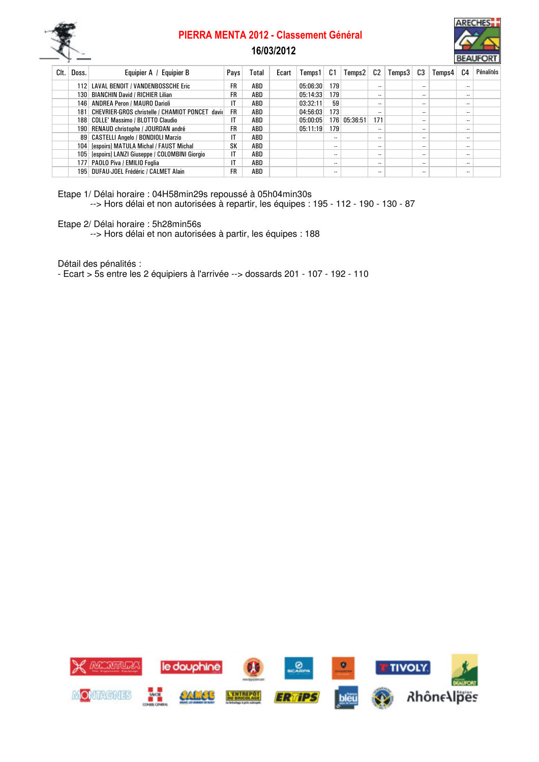# PIERRA MENTA 2012 - Classement Général

## 16/03/2012

| Clt. | Doss. | Equipier A / Equipier B | Pays | Total | Ecart | Temps1 | C1 | Temps2 | C2 | Temps3 | C3 | Temps4 | C4 | Pénalités |
|---|---|---|---|---|---|---|---|---|---|---|---|---|---|---|
| | 112 | LAVAL BENOIT / VANDENBOSSCHE Eric | FR | ABD | | 05:06:30 | 179 | | -- | | -- | | -- | |
| | 130 | BIANCHIN David / RICHIER Lilian | FR | ABD | | 05:14:33 | 179 | | -- | | -- | | -- | |
| | 146 | ANDREA Peron / MAURO Darioli | IT | ABD | | 03:32:11 | 59 | | -- | | -- | | -- | |
| | 181 | CHEVRIER-GROS christelle / CHAMIOT PONCET davi | FR | ABD | | 04:56:03 | 173 | | -- | | -- | | -- | |
| | 188 | COLLE' Massimo / BLOTTO Claudio | IT | ABD | | 05:00:05 | 176 | 05:36:51 | 171 | | -- | | -- | |
| | 190 | RENAUD christophe / JOURDAN andré | FR | ABD | | 05:11:19 | 179 | | -- | | -- | | -- | |
| | 89 | CASTELLI Angelo / BONDIOLI Marzio | IT | ABD | | | -- | | -- | | -- | | -- | |
| | 104 | [espoirs] MATULA Michal / FAUST Michal | SK | ABD | | | -- | | -- | | -- | | -- | |
| | 105 | [espoirs] LANZI Giuseppe / COLOMBINI Giorgio | IT | ABD | | | -- | | -- | | -- | | -- | |
| | 177 | PAOLO Piva / EMILIO Foglia | IT | ABD | | | -- | | -- | | -- | | -- | |
| | 195 | DUFAU-JOEL Frédéric / CALMET Alain | FR | ABD | | | -- | | -- | | -- | | -- | |

Etape 1/ Délai horaire : 04H58min29s repoussé à 05h04min30s
--> Hors délai et non autorisées à repartir, les équipes : 195 - 112 - 190 - 130 - 87

Etape 2/ Délai horaire : 5h28min56s
--> Hors délai et non autorisées à partir, les équipes : 188

Détail des pénalités :
- Ecart > 5s entre les 2 équipiers à l'arrivée --> dossards 201 - 107 - 192 - 110